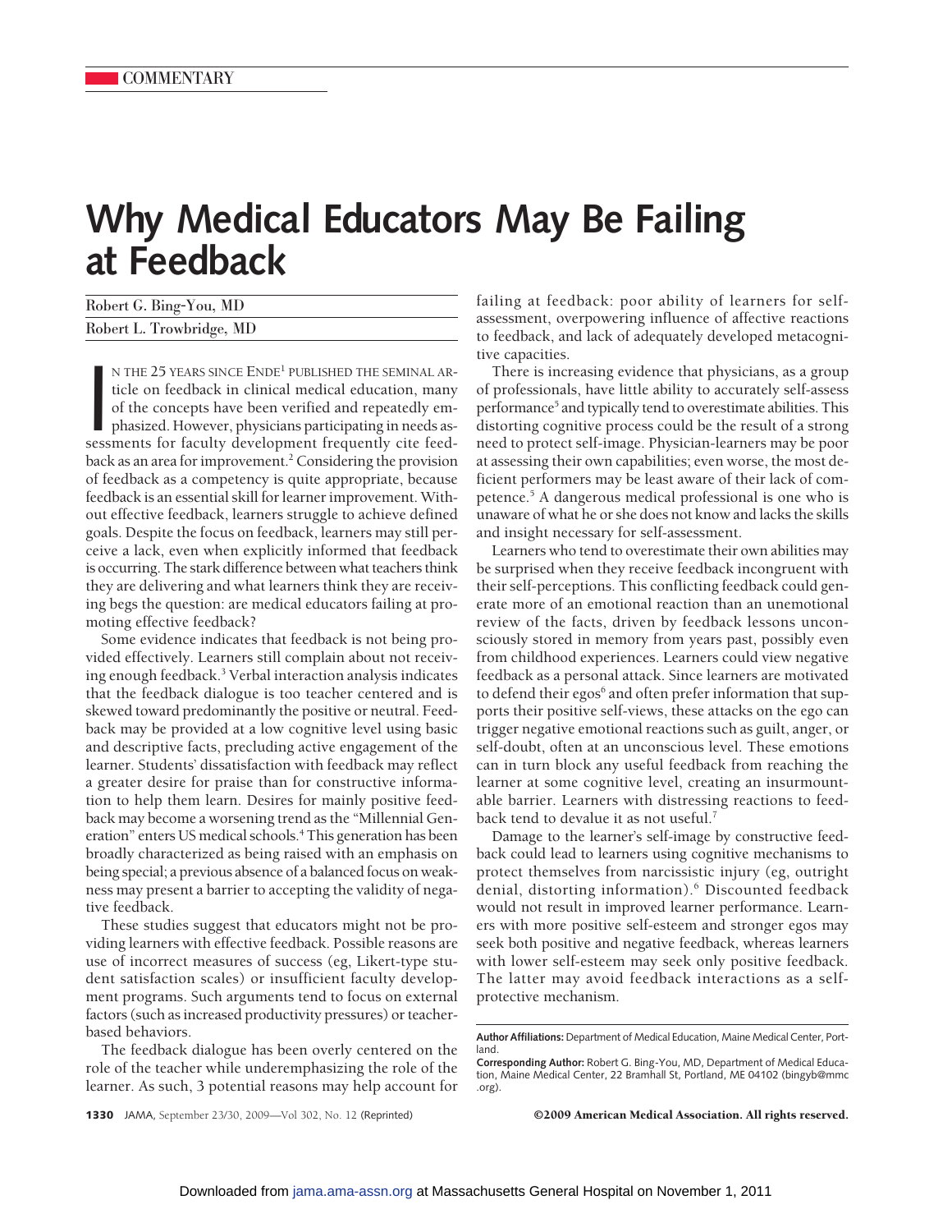COMMENTARY

# Why Medical Educators May Be Failing at Feedback

Robert G. Bing-You, MD

Robert L. Trowbridge, MD

IN THE 25 YEARS SINCE ENDE[1] PUBLISHED THE SEMINAL ARticle on feedback in clinical medical education, many of the concepts have been verified and repeatedly emphasized. However, physicians participating in needs assessments for faculty development frequently cite feedback as an area for improvement.[2] Considering the provision of feedback as a competency is quite appropriate, because feedback is an essential skill for learner improvement. Without effective feedback, learners struggle to achieve defined goals. Despite the focus on feedback, learners may still perceive a lack, even when explicitly informed that feedback is occurring. The stark difference between what teachers think they are delivering and what learners think they are receiving begs the question: are medical educators failing at promoting effective feedback?

Some evidence indicates that feedback is not being provided effectively. Learners still complain about not receiving enough feedback.[3] Verbal interaction analysis indicates that the feedback dialogue is too teacher centered and is skewed toward predominantly the positive or neutral. Feedback may be provided at a low cognitive level using basic and descriptive facts, precluding active engagement of the learner. Students' dissatisfaction with feedback may reflect a greater desire for praise than for constructive information to help them learn. Desires for mainly positive feedback may become a worsening trend as the "Millennial Generation" enters US medical schools.[4] This generation has been broadly characterized as being raised with an emphasis on being special; a previous absence of a balanced focus on weakness may present a barrier to accepting the validity of negative feedback.

These studies suggest that educators might not be providing learners with effective feedback. Possible reasons are use of incorrect measures of success (eg, Likert-type student satisfaction scales) or insufficient faculty development programs. Such arguments tend to focus on external factors (such as increased productivity pressures) or teacher-based behaviors.

The feedback dialogue has been overly centered on the role of the teacher while underemphasizing the role of the learner. As such, 3 potential reasons may help account for failing at feedback: poor ability of learners for self-assessment, overpowering influence of affective reactions to feedback, and lack of adequately developed metacognitive capacities.

There is increasing evidence that physicians, as a group of professionals, have little ability to accurately self-assess performance[5] and typically tend to overestimate abilities. This distorting cognitive process could be the result of a strong need to protect self-image. Physician-learners may be poor at assessing their own capabilities; even worse, the most deficient performers may be least aware of their lack of competence.[5] A dangerous medical professional is one who is unaware of what he or she does not know and lacks the skills and insight necessary for self-assessment.

Learners who tend to overestimate their own abilities may be surprised when they receive feedback incongruent with their self-perceptions. This conflicting feedback could generate more of an emotional reaction than an unemotional review of the facts, driven by feedback lessons unconsciously stored in memory from years past, possibly even from childhood experiences. Learners could view negative feedback as a personal attack. Since learners are motivated to defend their egos[6] and often prefer information that supports their positive self-views, these attacks on the ego can trigger negative emotional reactions such as guilt, anger, or self-doubt, often at an unconscious level. These emotions can in turn block any useful feedback from reaching the learner at some cognitive level, creating an insurmountable barrier. Learners with distressing reactions to feedback tend to devalue it as not useful.[7]

Damage to the learner's self-image by constructive feedback could lead to learners using cognitive mechanisms to protect themselves from narcissistic injury (eg, outright denial, distorting information).[6] Discounted feedback would not result in improved learner performance. Learners with more positive self-esteem and stronger egos may seek both positive and negative feedback, whereas learners with lower self-esteem may seek only positive feedback. The latter may avoid feedback interactions as a self-protective mechanism.

**Author Affiliations:** Department of Medical Education, Maine Medical Center, Portland.

**Corresponding Author:** Robert G. Bing-You, MD, Department of Medical Education, Maine Medical Center, 22 Bramhall St, Portland, ME 04102 (bingyb@mmc.org).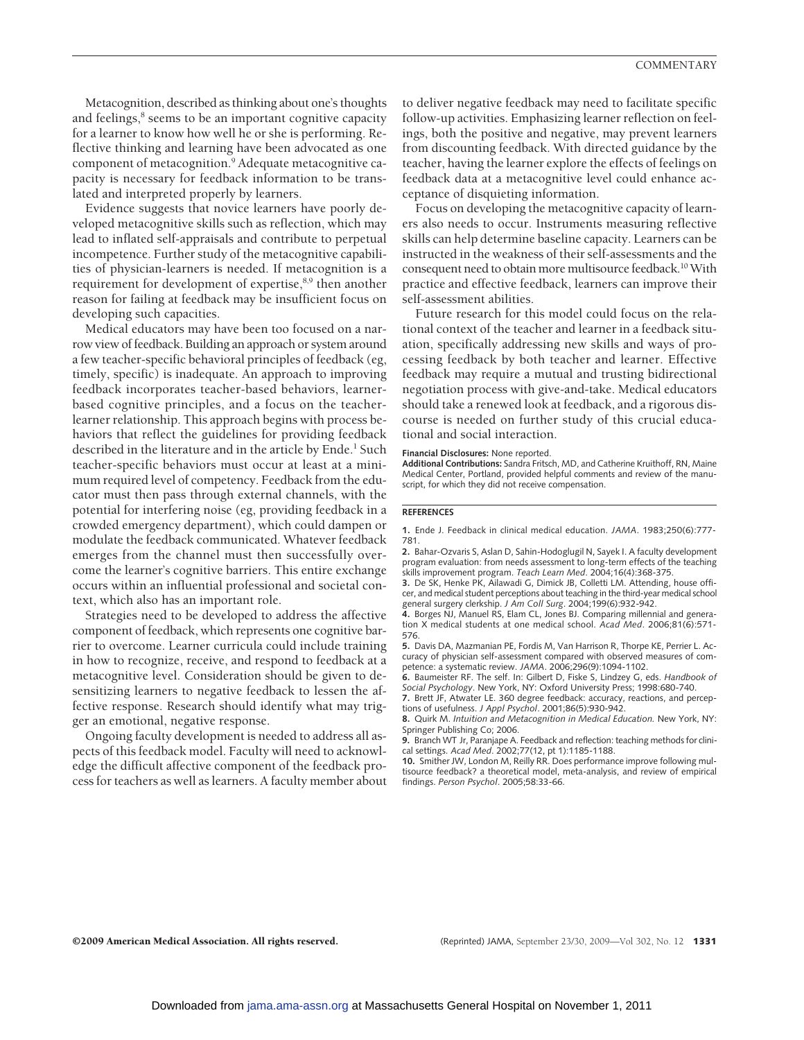Metacognition, described as thinking about one's thoughts and feelings,[8] seems to be an important cognitive capacity for a learner to know how well he or she is performing. Reflective thinking and learning have been advocated as one component of metacognition.[9] Adequate metacognitive capacity is necessary for feedback information to be translated and interpreted properly by learners.

Evidence suggests that novice learners have poorly developed metacognitive skills such as reflection, which may lead to inflated self-appraisals and contribute to perpetual incompetence. Further study of the metacognitive capabilities of physician-learners is needed. If metacognition is a requirement for development of expertise,[8,9] then another reason for failing at feedback may be insufficient focus on developing such capacities.

Medical educators may have been too focused on a narrow view of feedback. Building an approach or system around a few teacher-specific behavioral principles of feedback (eg, timely, specific) is inadequate. An approach to improving feedback incorporates teacher-based behaviors, learner-based cognitive principles, and a focus on the teacher-learner relationship. This approach begins with process behaviors that reflect the guidelines for providing feedback described in the literature and in the article by Ende.[1] Such teacher-specific behaviors must occur at least at a minimum required level of competency. Feedback from the educator must then pass through external channels, with the potential for interfering noise (eg, providing feedback in a crowded emergency department), which could dampen or modulate the feedback communicated. Whatever feedback emerges from the channel must then successfully overcome the learner's cognitive barriers. This entire exchange occurs within an influential professional and societal context, which also has an important role.

Strategies need to be developed to address the affective component of feedback, which represents one cognitive barrier to overcome. Learner curricula could include training in how to recognize, receive, and respond to feedback at a metacognitive level. Consideration should be given to desensitizing learners to negative feedback to lessen the affective response. Research should identify what may trigger an emotional, negative response.

Ongoing faculty development is needed to address all aspects of this feedback model. Faculty will need to acknowledge the difficult affective component of the feedback process for teachers as well as learners. A faculty member about to deliver negative feedback may need to facilitate specific follow-up activities. Emphasizing learner reflection on feelings, both the positive and negative, may prevent learners from discounting feedback. With directed guidance by the teacher, having the learner explore the effects of feelings on feedback data at a metacognitive level could enhance acceptance of disquieting information.

Focus on developing the metacognitive capacity of learners also needs to occur. Instruments measuring reflective skills can help determine baseline capacity. Learners can be instructed in the weakness of their self-assessments and the consequent need to obtain more multisource feedback.[10] With practice and effective feedback, learners can improve their self-assessment abilities.

Future research for this model could focus on the relational context of the teacher and learner in a feedback situation, specifically addressing new skills and ways of processing feedback by both teacher and learner. Effective feedback may require a mutual and trusting bidirectional negotiation process with give-and-take. Medical educators should take a renewed look at feedback, and a rigorous discourse is needed on further study of this crucial educational and social interaction.

**Financial Disclosures:** None reported.

**Additional Contributions:** Sandra Fritsch, MD, and Catherine Kruithoff, RN, Maine Medical Center, Portland, provided helpful comments and review of the manuscript, for which they did not receive compensation.

## REFERENCES

1. Ende J. Feedback in clinical medical education. *JAMA*. 1983;250(6):777-781.
2. Bahar-Ozvaris S, Aslan D, Sahin-Hodoglugil N, Sayek I. A faculty development program evaluation: from needs assessment to long-term effects of the teaching skills improvement program. *Teach Learn Med*. 2004;16(4):368-375.
3. De SK, Henke PK, Ailawadi G, Dimick JB, Colletti LM. Attending, house officer, and medical student perceptions about teaching in the third-year medical school general surgery clerkship. *J Am Coll Surg*. 2004;199(6):932-942.
4. Borges NJ, Manuel RS, Elam CL, Jones BJ. Comparing millennial and generation X medical students at one medical school. *Acad Med*. 2006;81(6):571-576.
5. Davis DA, Mazmanian PE, Fordis M, Van Harrison R, Thorpe KE, Perrier L. Accuracy of physician self-assessment compared with observed measures of competence: a systematic review. *JAMA*. 2006;296(9):1094-1102.
6. Baumeister RF. The self. In: Gilbert D, Fiske S, Lindzey G, eds. *Handbook of Social Psychology*. New York, NY: Oxford University Press; 1998:680-740.
7. Brett JF, Atwater LE. 360 degree feedback: accuracy, reactions, and perceptions of usefulness. *J Appl Psychol*. 2001;86(5):930-942.
8. Quirk M. *Intuition and Metacognition in Medical Education.* New York, NY: Springer Publishing Co; 2006.
9. Branch WT Jr, Paranjape A. Feedback and reflection: teaching methods for clinical settings. *Acad Med*. 2002;77(12, pt 1):1185-1188.
10. Smither JW, London M, Reilly RR. Does performance improve following multisource feedback? a theoretical model, meta-analysis, and review of empirical findings. *Person Psychol*. 2005;58:33-66.